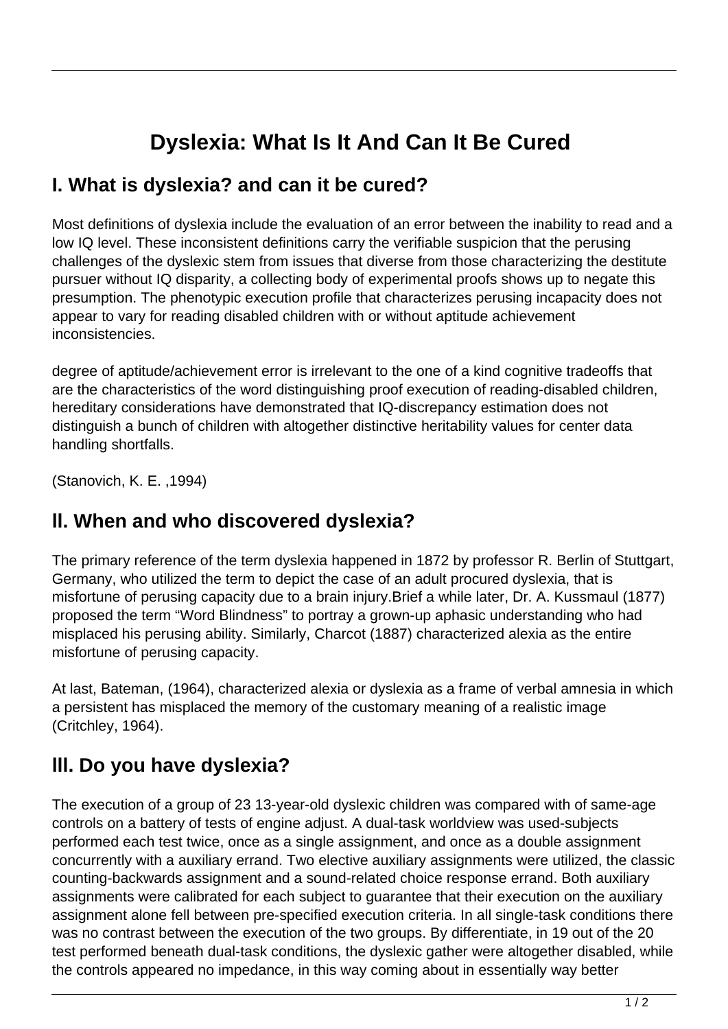# Dyslexia: What Is It And Can It Be Cured

## I. What is dyslexia? and can it be cured?

Most definitions of dyslexia include the evaluation of an error between the inability to read and a low IQ level. These inconsistent definitions carry the verifiable suspicion that the perusing challenges of the dyslexic stem from issues that diverse from those characterizing the destitute pursuer without IQ disparity, a collecting body of experimental proofs shows up to negate this presumption. The phenotypic execution profile that characterizes perusing incapacity does not appear to vary for reading disabled children with or without aptitude achievement inconsistencies.

degree of aptitude/achievement error is irrelevant to the one of a kind cognitive tradeoffs that are the characteristics of the word distinguishing proof execution of reading-disabled children, hereditary considerations have demonstrated that IQ-discrepancy estimation does not distinguish a bunch of children with altogether distinctive heritability values for center data handling shortfalls.

(Stanovich, K. E. ,1994)

## II. When and who discovered dyslexia?

The primary reference of the term dyslexia happened in 1872 by professor R. Berlin of Stuttgart, Germany, who utilized the term to depict the case of an adult procured dyslexia, that is misfortune of perusing capacity due to a brain injury.Brief a while later, Dr. A. Kussmaul (1877) proposed the term "Word Blindness" to portray a grown-up aphasic understanding who had misplaced his perusing ability. Similarly, Charcot (1887) characterized alexia as the entire misfortune of perusing capacity.

At last, Bateman, (1964), characterized alexia or dyslexia as a frame of verbal amnesia in which a persistent has misplaced the memory of the customary meaning of a realistic image (Critchley, 1964).

## III. Do you have dyslexia?

The execution of a group of 23 13-year-old dyslexic children was compared with of same-age controls on a battery of tests of engine adjust. A dual-task worldview was used-subjects performed each test twice, once as a single assignment, and once as a double assignment concurrently with a auxiliary errand. Two elective auxiliary assignments were utilized, the classic counting-backwards assignment and a sound-related choice response errand. Both auxiliary assignments were calibrated for each subject to guarantee that their execution on the auxiliary assignment alone fell between pre-specified execution criteria. In all single-task conditions there was no contrast between the execution of the two groups. By differentiate, in 19 out of the 20 test performed beneath dual-task conditions, the dyslexic gather were altogether disabled, while the controls appeared no impedance, in this way coming about in essentially way better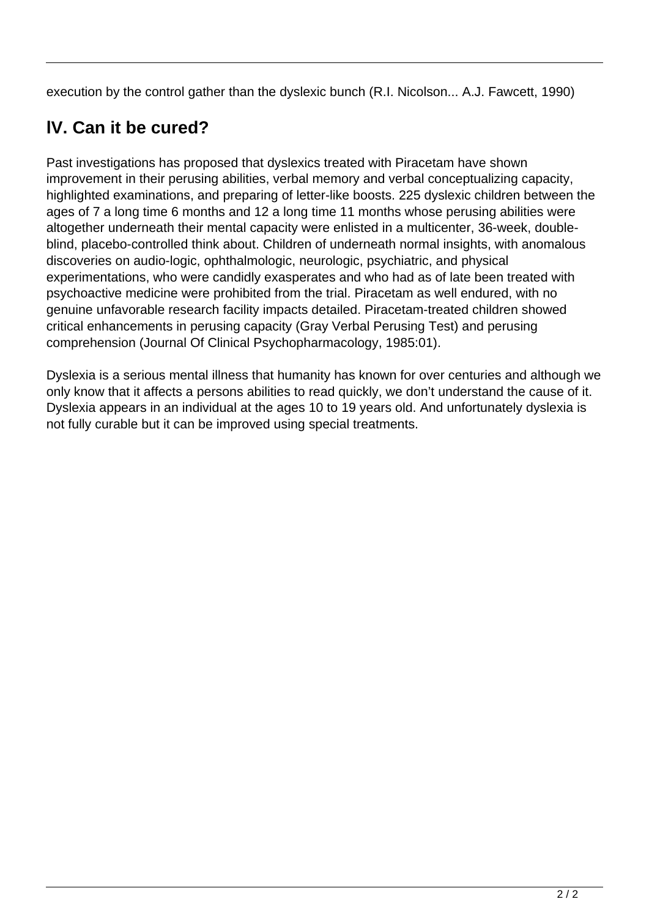execution by the control gather than the dyslexic bunch (R.I. Nicolson... A.J. Fawcett, 1990)

## IV. Can it be cured?

Past investigations has proposed that dyslexics treated with Piracetam have shown improvement in their perusing abilities, verbal memory and verbal conceptualizing capacity, highlighted examinations, and preparing of letter-like boosts. 225 dyslexic children between the ages of 7 a long time 6 months and 12 a long time 11 months whose perusing abilities were altogether underneath their mental capacity were enlisted in a multicenter, 36-week, double-blind, placebo-controlled think about. Children of underneath normal insights, with anomalous discoveries on audio-logic, ophthalmologic, neurologic, psychiatric, and physical experimentations, who were candidly exasperates and who had as of late been treated with psychoactive medicine were prohibited from the trial. Piracetam as well endured, with no genuine unfavorable research facility impacts detailed. Piracetam-treated children showed critical enhancements in perusing capacity (Gray Verbal Perusing Test) and perusing comprehension (Journal Of Clinical Psychopharmacology, 1985:01).

Dyslexia is a serious mental illness that humanity has known for over centuries and although we only know that it affects a persons abilities to read quickly, we don't understand the cause of it. Dyslexia appears in an individual at the ages 10 to 19 years old. And unfortunately dyslexia is not fully curable but it can be improved using special treatments.